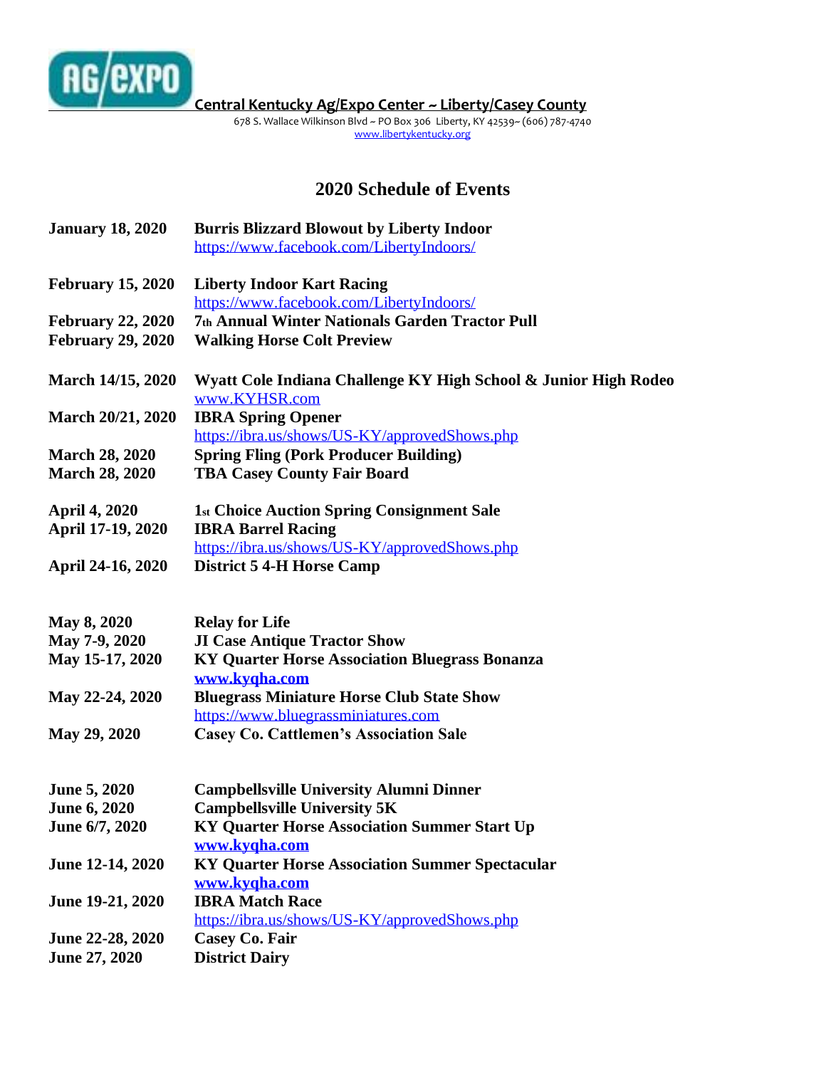AG/EXPO

**Central Kentucky Ag/Expo Center ~ Liberty/Casey County**

678 S. Wallace Wilkinson Blvd ~ PO Box 306 Liberty, KY 42539~ (606) 787-4740
www.libertykentucky.org

## 2020 Schedule of Events

| | |
|---|---|
| **January 18, 2020** | **Burris Blizzard Blowout by Liberty Indoor**<br>https://www.facebook.com/LibertyIndoors/ |
| **February 15, 2020** | **Liberty Indoor Kart Racing**<br>https://www.facebook.com/LibertyIndoors/ |
| **February 22, 2020** | **7th Annual Winter Nationals Garden Tractor Pull** |
| **February 29, 2020** | **Walking Horse Colt Preview** |
| **March 14/15, 2020** | **Wyatt Cole Indiana Challenge KY High School & Junior High Rodeo**<br>www.KYHSR.com |
| **March 20/21, 2020** | **IBRA Spring Opener**<br>https://ibra.us/shows/US-KY/approvedShows.php |
| **March 28, 2020** | **Spring Fling (Pork Producer Building)** |
| **March 28, 2020** | **TBA Casey County Fair Board** |
| **April 4, 2020** | **1st Choice Auction Spring Consignment Sale** |
| **April 17-19, 2020** | **IBRA Barrel Racing**<br>https://ibra.us/shows/US-KY/approvedShows.php |
| **April 24-16, 2020** | **District 5 4-H Horse Camp** |
| **May 8, 2020** | **Relay for Life** |
| **May 7-9, 2020** | **JI Case Antique Tractor Show** |
| **May 15-17, 2020** | **KY Quarter Horse Association Bluegrass Bonanza**<br>**www.kyqha.com** |
| **May 22-24, 2020** | **Bluegrass Miniature Horse Club State Show**<br>https://www.bluegrassminiatures.com |
| **May 29, 2020** | **Casey Co. Cattlemen's Association Sale** |
| **June 5, 2020** | **Campbellsville University Alumni Dinner** |
| **June 6, 2020** | **Campbellsville University 5K** |
| **June 6/7, 2020** | **KY Quarter Horse Association Summer Start Up**<br>**www.kyqha.com** |
| **June 12-14, 2020** | **KY Quarter Horse Association Summer Spectacular**<br>**www.kyqha.com** |
| **June 19-21, 2020** | **IBRA Match Race**<br>https://ibra.us/shows/US-KY/approvedShows.php |
| **June 22-28, 2020** | **Casey Co. Fair** |
| **June 27, 2020** | **District Dairy** |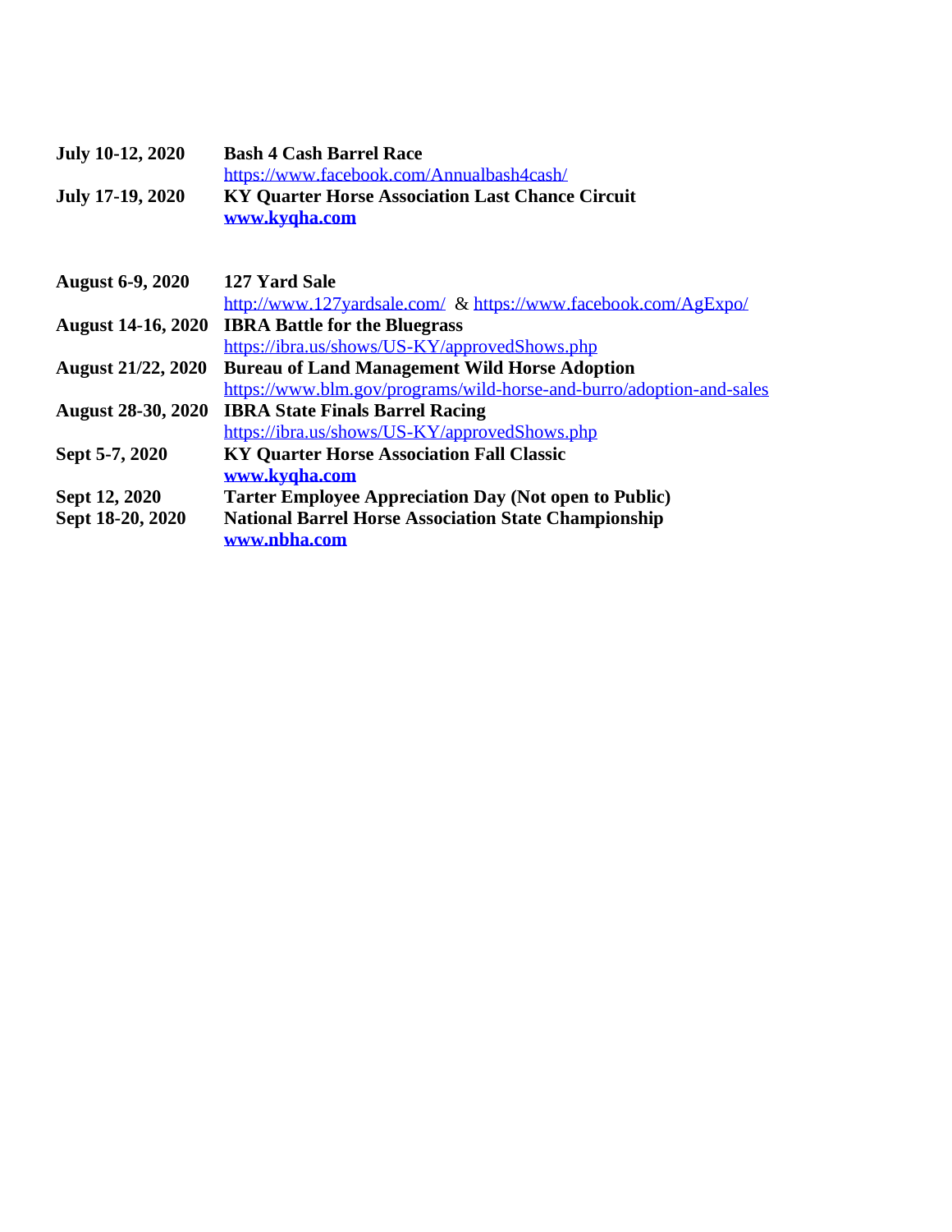| | |
|---|---|
| **July 10-12, 2020** | **Bash 4 Cash Barrel Race**<br>https://www.facebook.com/Annualbash4cash/ |
| **July 17-19, 2020** | **KY Quarter Horse Association Last Chance Circuit**<br>**www.kyqha.com** |
| **August 6-9, 2020** | **127 Yard Sale**<br>http://www.127yardsale.com/ & https://www.facebook.com/AgExpo/ |
| **August 14-16, 2020** | **IBRA Battle for the Bluegrass**<br>https://ibra.us/shows/US-KY/approvedShows.php |
| **August 21/22, 2020** | **Bureau of Land Management Wild Horse Adoption**<br>https://www.blm.gov/programs/wild-horse-and-burro/adoption-and-sales |
| **August 28-30, 2020** | **IBRA State Finals Barrel Racing**<br>https://ibra.us/shows/US-KY/approvedShows.php |
| **Sept 5-7, 2020** | **KY Quarter Horse Association Fall Classic**<br>**www.kyqha.com** |
| **Sept 12, 2020** | **Tarter Employee Appreciation Day (Not open to Public)** |
| **Sept 18-20, 2020** | **National Barrel Horse Association State Championship**<br>**www.nbha.com** |